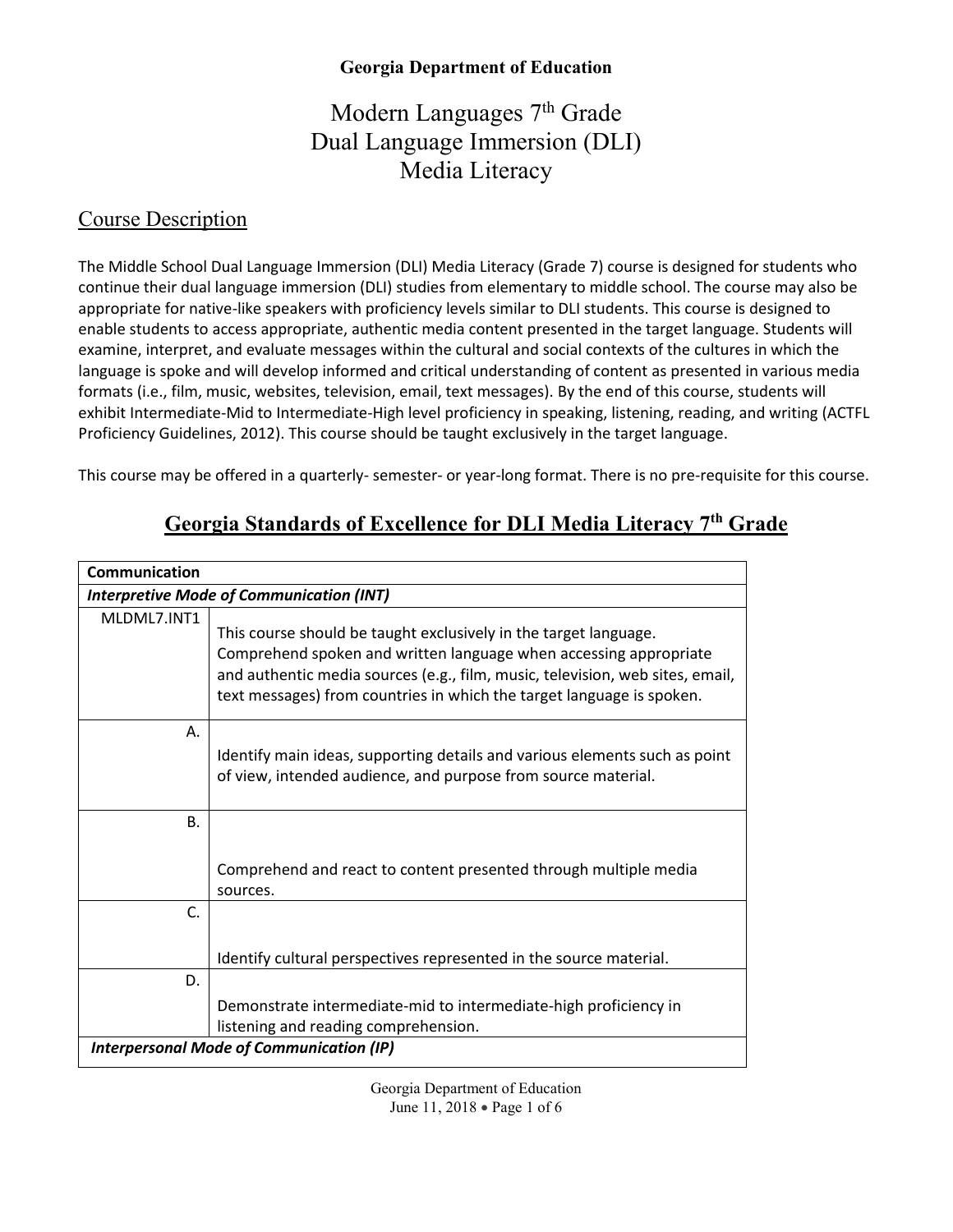**Georgia Department of Education**

# Modern Languages 7th Grade
# Dual Language Immersion (DLI)
# Media Literacy

## Course Description

The Middle School Dual Language Immersion (DLI) Media Literacy (Grade 7) course is designed for students who continue their dual language immersion (DLI) studies from elementary to middle school. The course may also be appropriate for native-like speakers with proficiency levels similar to DLI students. This course is designed to enable students to access appropriate, authentic media content presented in the target language. Students will examine, interpret, and evaluate messages within the cultural and social contexts of the cultures in which the language is spoke and will develop informed and critical understanding of content as presented in various media formats (i.e., film, music, websites, television, email, text messages). By the end of this course, students will exhibit Intermediate-Mid to Intermediate-High level proficiency in speaking, listening, reading, and writing (ACTFL Proficiency Guidelines, 2012). This course should be taught exclusively in the target language.

This course may be offered in a quarterly- semester- or year-long format. There is no pre-requisite for this course.

## Georgia Standards of Excellence for DLI Media Literacy 7th Grade

| **Communication** | |
|---|---|
| ***Interpretive Mode of Communication (INT)*** | |
| MLDML7.INT1 | This course should be taught exclusively in the target language. Comprehend spoken and written language when accessing appropriate and authentic media sources (e.g., film, music, television, web sites, email, text messages) from countries in which the target language is spoken. |
| A. | Identify main ideas, supporting details and various elements such as point of view, intended audience, and purpose from source material. |
| B. | Comprehend and react to content presented through multiple media sources. |
| C. | Identify cultural perspectives represented in the source material. |
| D. | Demonstrate intermediate-mid to intermediate-high proficiency in listening and reading comprehension. |
| ***Interpersonal Mode of Communication (IP)*** | |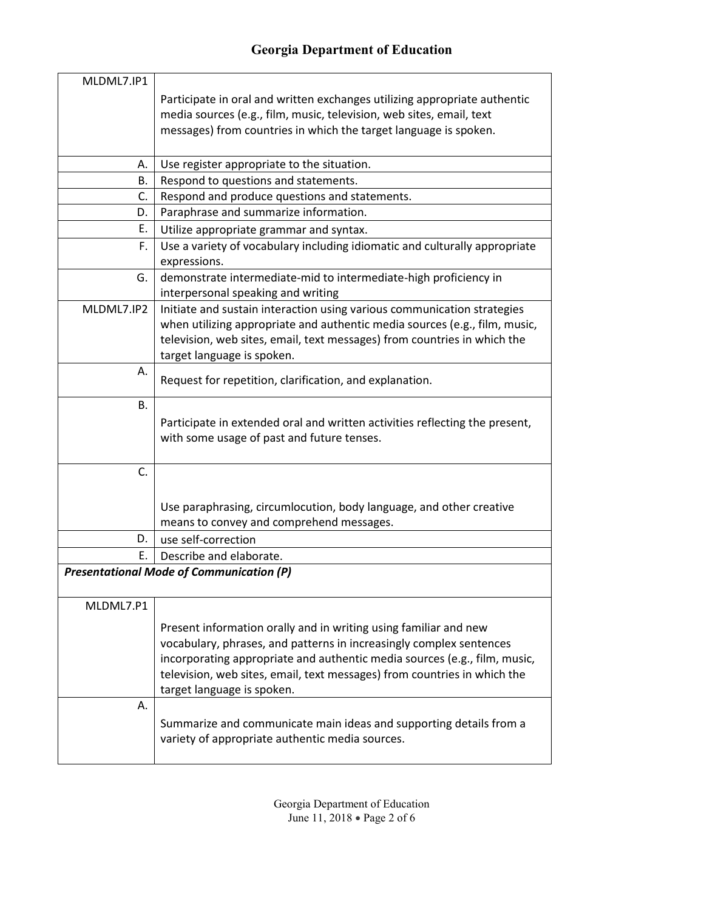| MLDML7.IP1 | Participate in oral and written exchanges utilizing appropriate authentic media sources (e.g., film, music, television, web sites, email, text messages) from countries in which the target language is spoken. |
|---|---|
| A. | Use register appropriate to the situation. |
| B. | Respond to questions and statements. |
| C. | Respond and produce questions and statements. |
| D. | Paraphrase and summarize information. |
| E. | Utilize appropriate grammar and syntax. |
| F. | Use a variety of vocabulary including idiomatic and culturally appropriate expressions. |
| G. | demonstrate intermediate-mid to intermediate-high proficiency in interpersonal speaking and writing |
| MLDML7.IP2 | Initiate and sustain interaction using various communication strategies when utilizing appropriate and authentic media sources (e.g., film, music, television, web sites, email, text messages) from countries in which the target language is spoken. |
| A. | Request for repetition, clarification, and explanation. |
| B. | Participate in extended oral and written activities reflecting the present, with some usage of past and future tenses. |
| C. | Use paraphrasing, circumlocution, body language, and other creative means to convey and comprehend messages. |
| D. | use self-correction |
| E. | Describe and elaborate. |
| ***Presentational Mode of Communication (P)*** | |
| MLDML7.P1 | Present information orally and in writing using familiar and new vocabulary, phrases, and patterns in increasingly complex sentences incorporating appropriate and authentic media sources (e.g., film, music, television, web sites, email, text messages) from countries in which the target language is spoken. |
| A. | Summarize and communicate main ideas and supporting details from a variety of appropriate authentic media sources. |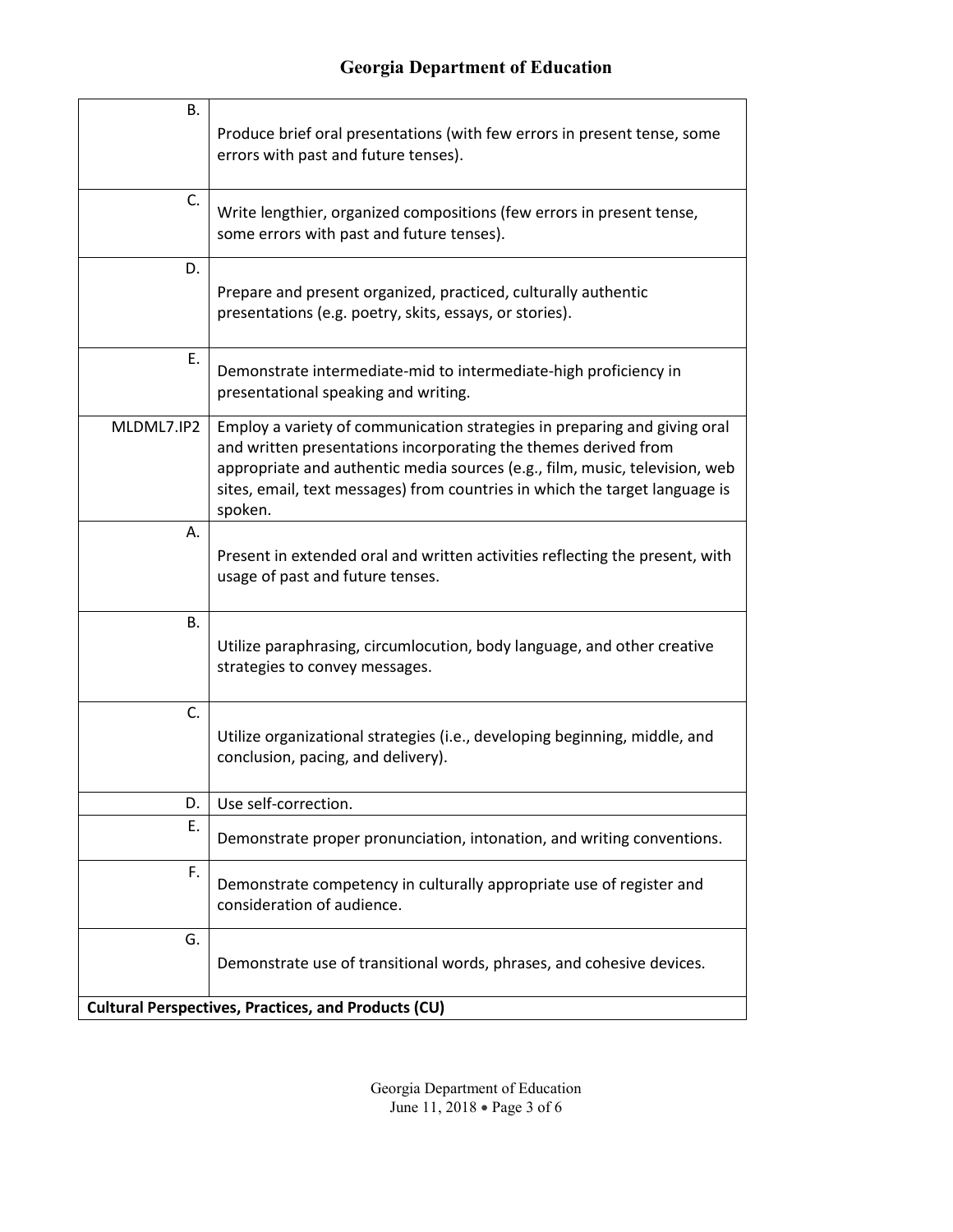| | |
|---|---|
| B. | Produce brief oral presentations (with few errors in present tense, some errors with past and future tenses). |
| C. | Write lengthier, organized compositions (few errors in present tense, some errors with past and future tenses). |
| D. | Prepare and present organized, practiced, culturally authentic presentations (e.g. poetry, skits, essays, or stories). |
| E. | Demonstrate intermediate-mid to intermediate-high proficiency in presentational speaking and writing. |
| MLDML7.IP2 | Employ a variety of communication strategies in preparing and giving oral and written presentations incorporating the themes derived from appropriate and authentic media sources (e.g., film, music, television, web sites, email, text messages) from countries in which the target language is spoken. |
| A. | Present in extended oral and written activities reflecting the present, with usage of past and future tenses. |
| B. | Utilize paraphrasing, circumlocution, body language, and other creative strategies to convey messages. |
| C. | Utilize organizational strategies (i.e., developing beginning, middle, and conclusion, pacing, and delivery). |
| D. | Use self-correction. |
| E. | Demonstrate proper pronunciation, intonation, and writing conventions. |
| F. | Demonstrate competency in culturally appropriate use of register and consideration of audience. |
| G. | Demonstrate use of transitional words, phrases, and cohesive devices. |
| **Cultural Perspectives, Practices, and Products (CU)** | |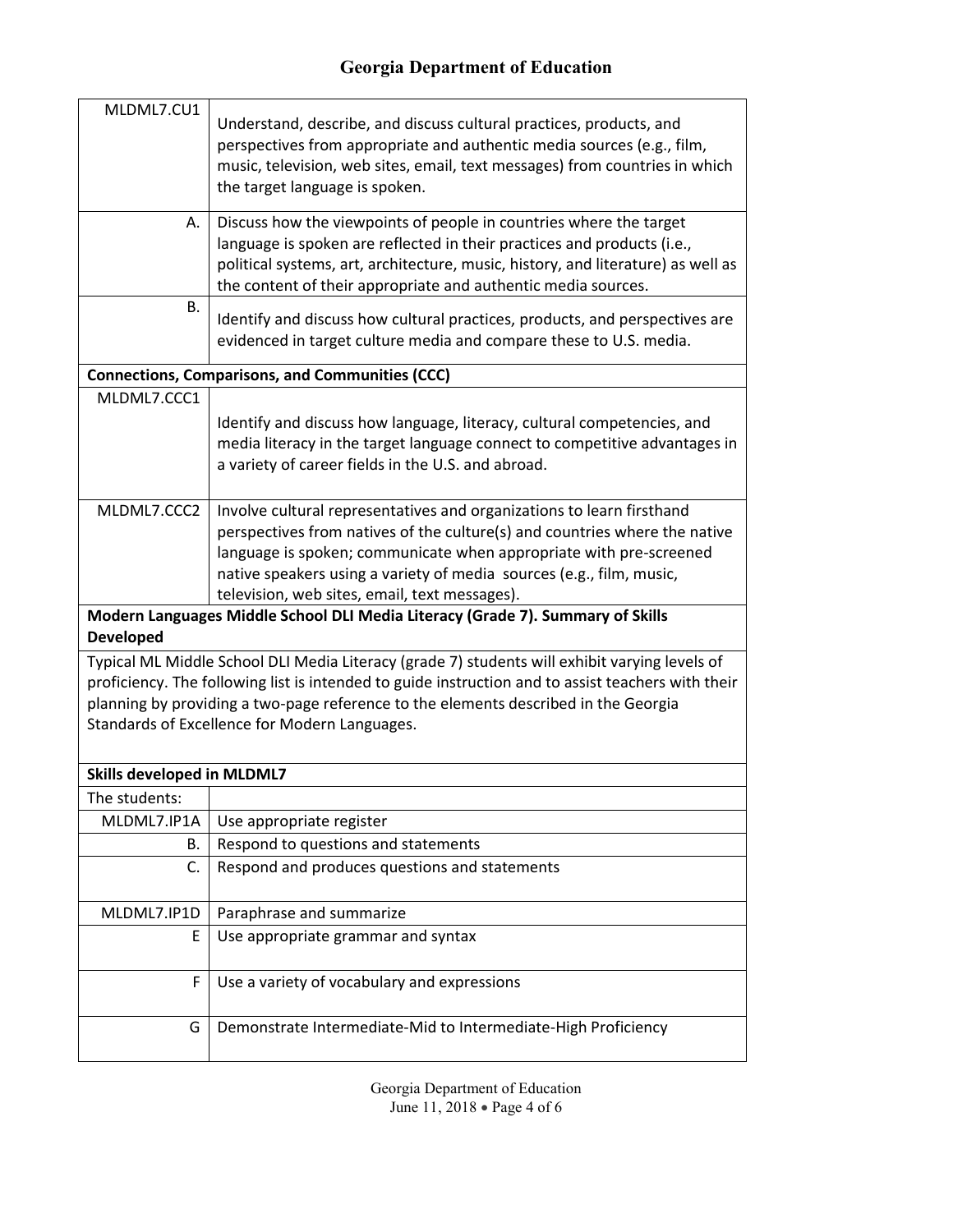| | |
|---|---|
| MLDML7.CU1 | Understand, describe, and discuss cultural practices, products, and perspectives from appropriate and authentic media sources (e.g., film, music, television, web sites, email, text messages) from countries in which the target language is spoken. |
| A. | Discuss how the viewpoints of people in countries where the target language is spoken are reflected in their practices and products (i.e., political systems, art, architecture, music, history, and literature) as well as the content of their appropriate and authentic media sources. |
| B. | Identify and discuss how cultural practices, products, and perspectives are evidenced in target culture media and compare these to U.S. media. |
| **Connections, Comparisons, and Communities (CCC)** | |
| MLDML7.CCC1 | Identify and discuss how language, literacy, cultural competencies, and media literacy in the target language connect to competitive advantages in a variety of career fields in the U.S. and abroad. |
| MLDML7.CCC2 | Involve cultural representatives and organizations to learn firsthand perspectives from natives of the culture(s) and countries where the native language is spoken; communicate when appropriate with pre-screened native speakers using a variety of media sources (e.g., film, music, television, web sites, email, text messages). |

**Modern Languages Middle School DLI Media Literacy (Grade 7). Summary of Skills Developed**

Typical ML Middle School DLI Media Literacy (grade 7) students will exhibit varying levels of proficiency. The following list is intended to guide instruction and to assist teachers with their planning by providing a two-page reference to the elements described in the Georgia Standards of Excellence for Modern Languages.

| **Skills developed in MLDML7** | |
|---|---|
| The students: | |
| MLDML7.IP1A | Use appropriate register |
| B. | Respond to questions and statements |
| C. | Respond and produces questions and statements |
| MLDML7.IP1D | Paraphrase and summarize |
| E | Use appropriate grammar and syntax |
| F | Use a variety of vocabulary and expressions |
| G | Demonstrate Intermediate-Mid to Intermediate-High Proficiency |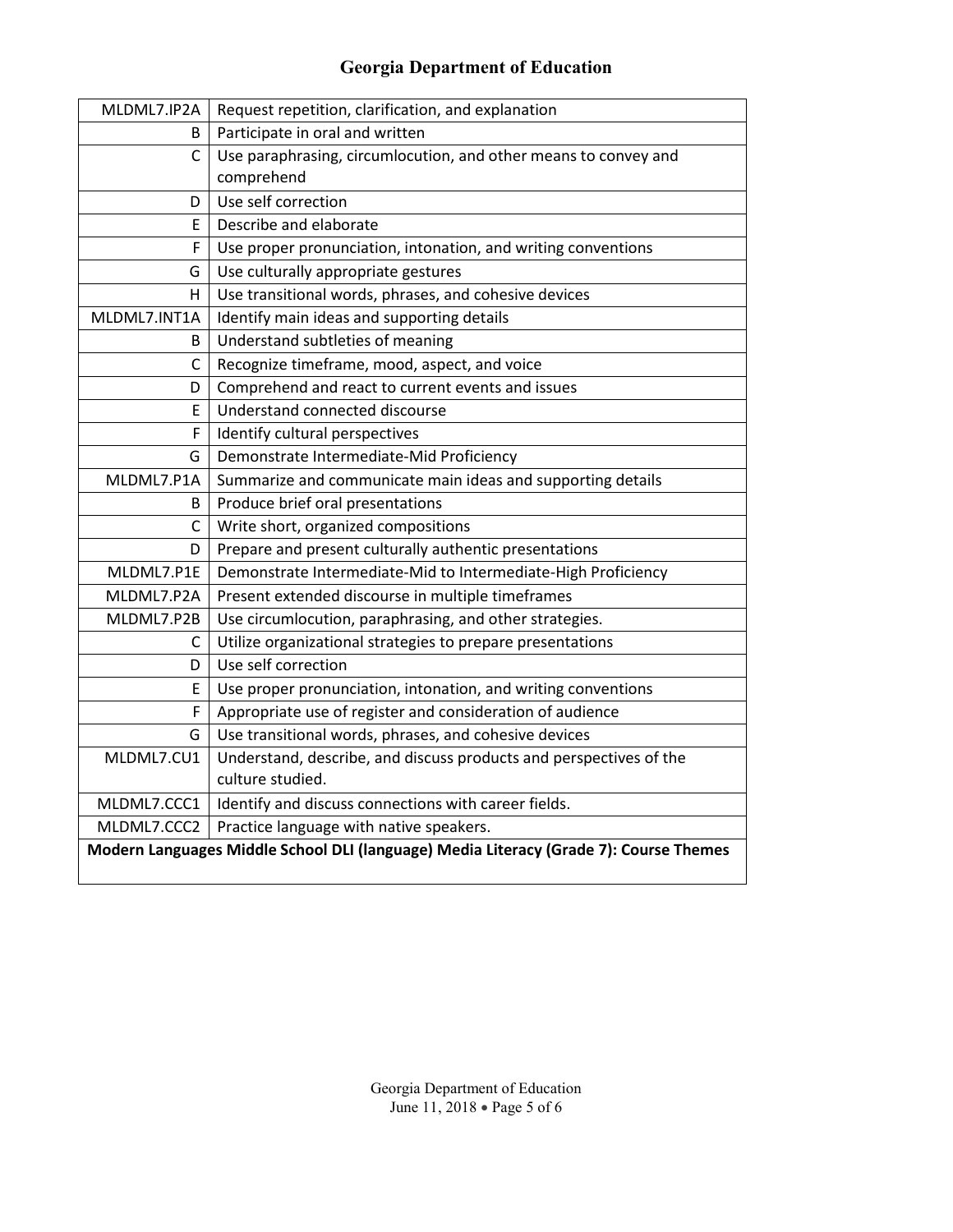| | |
|---|---|
| MLDML7.IP2A | Request repetition, clarification, and explanation |
| B | Participate in oral and written |
| C | Use paraphrasing, circumlocution, and other means to convey and comprehend |
| D | Use self correction |
| E | Describe and elaborate |
| F | Use proper pronunciation, intonation, and writing conventions |
| G | Use culturally appropriate gestures |
| H | Use transitional words, phrases, and cohesive devices |
| MLDML7.INT1A | Identify main ideas and supporting details |
| B | Understand subtleties of meaning |
| C | Recognize timeframe, mood, aspect, and voice |
| D | Comprehend and react to current events and issues |
| E | Understand connected discourse |
| F | Identify cultural perspectives |
| G | Demonstrate Intermediate-Mid Proficiency |
| MLDML7.P1A | Summarize and communicate main ideas and supporting details |
| B | Produce brief oral presentations |
| C | Write short, organized compositions |
| D | Prepare and present culturally authentic presentations |
| MLDML7.P1E | Demonstrate Intermediate-Mid to Intermediate-High Proficiency |
| MLDML7.P2A | Present extended discourse in multiple timeframes |
| MLDML7.P2B | Use circumlocution, paraphrasing, and other strategies. |
| C | Utilize organizational strategies to prepare presentations |
| D | Use self correction |
| E | Use proper pronunciation, intonation, and writing conventions |
| F | Appropriate use of register and consideration of audience |
| G | Use transitional words, phrases, and cohesive devices |
| MLDML7.CU1 | Understand, describe, and discuss products and perspectives of the culture studied. |
| MLDML7.CCC1 | Identify and discuss connections with career fields. |
| MLDML7.CCC2 | Practice language with native speakers. |
| **Modern Languages Middle School DLI (language) Media Literacy (Grade 7): Course Themes** | |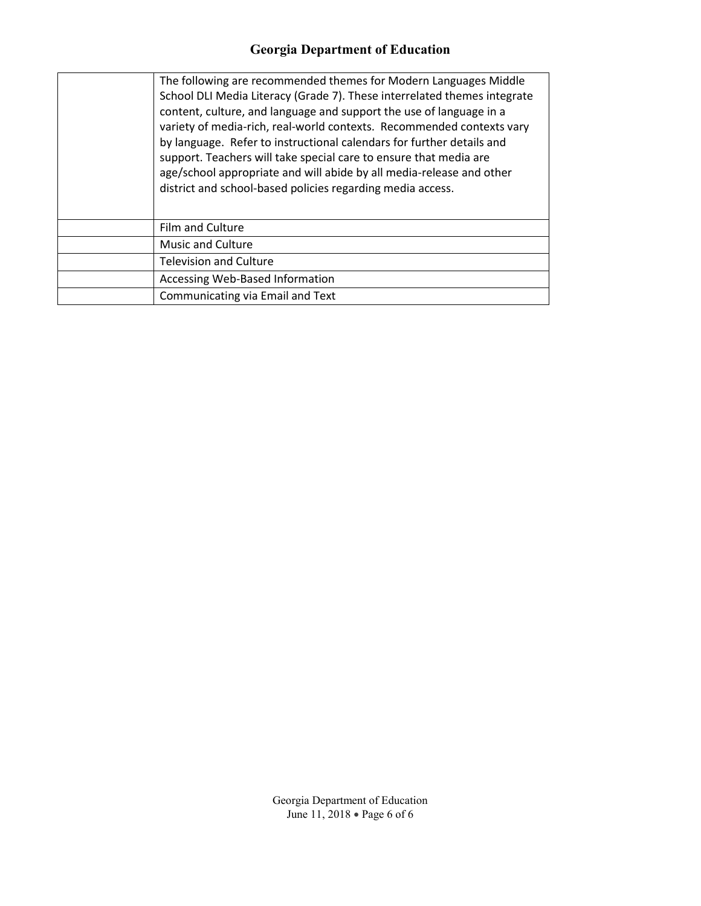| | |
|---|---|
| | The following are recommended themes for Modern Languages Middle School DLI Media Literacy (Grade 7). These interrelated themes integrate content, culture, and language and support the use of language in a variety of media-rich, real-world contexts. Recommended contexts vary by language. Refer to instructional calendars for further details and support. Teachers will take special care to ensure that media are age/school appropriate and will abide by all media-release and other district and school-based policies regarding media access. |
| | Film and Culture |
| | Music and Culture |
| | Television and Culture |
| | Accessing Web-Based Information |
| | Communicating via Email and Text |